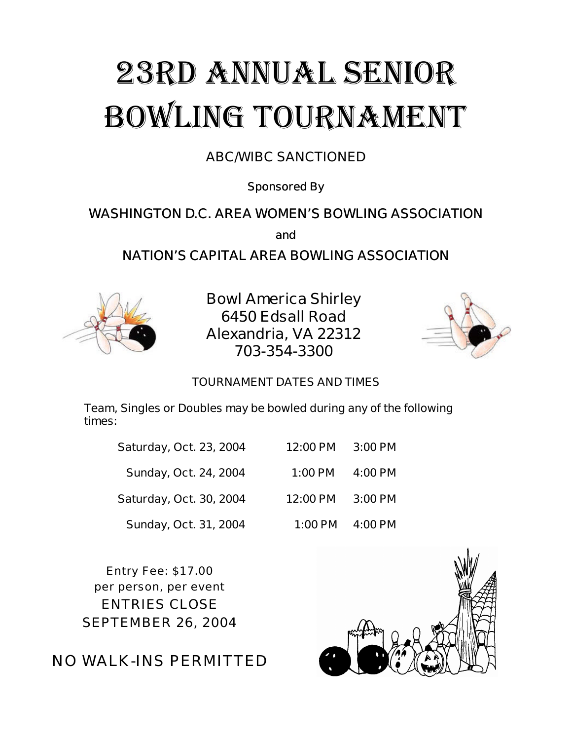# 23RD ANNUAL SENIOR BOWLING TOURNAMENT

ABC/WIBC SANCTIONED

Sponsored By

**WASHINGTON D.C. AREA WOMEN'S BOWLING ASSOCIATION**

**and**

**NATION'S CAPITAL AREA BOWLING ASSOCIATION**

Bowl America Shirley
6450 Edsall Road
Alexandria, VA 22312
703-354-3300

TOURNAMENT DATES AND TIMES

Team, Singles or Doubles may be bowled during any of the following times:

| | | |
|---|---|---|
| Saturday, Oct. 23, 2004 | 12:00 PM | 3:00 PM |
| Sunday, Oct. 24, 2004 | 1:00 PM | 4:00 PM |
| Saturday, Oct. 30, 2004 | 12:00 PM | 3:00 PM |
| Sunday, Oct. 31, 2004 | 1:00 PM | 4:00 PM |

Entry Fee: $17.00
per person, per event
ENTRIES CLOSE
SEPTEMBER 26, 2004

NO WALK-INS PERMITTED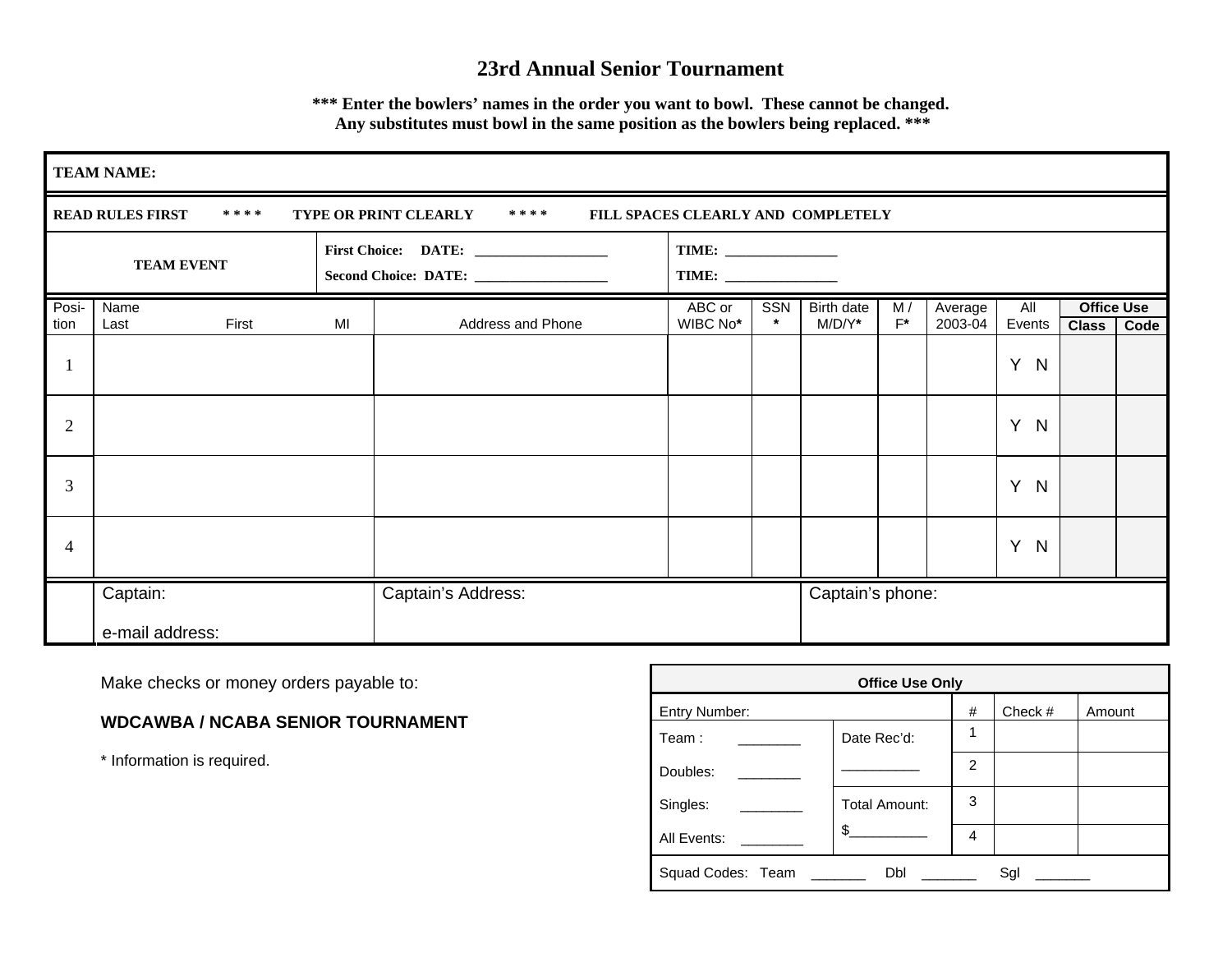# 23rd Annual Senior Tournament

**\*\*\* Enter the bowlers' names in the order you want to bowl. These cannot be changed. Any substitutes must bowl in the same position as the bowlers being replaced. \*\*\***

**TEAM NAME:**

**READ RULES FIRST \* \* \* \* TYPE OR PRINT CLEARLY \* \* \* \* FILL SPACES CLEARLY AND COMPLETELY**

| TEAM EVENT | First Choice: DATE: ___________________ | TIME: ________________ |
|---|---|---|
| | Second Choice: DATE: ___________________ | TIME: ________________ |

| Position | Name (Last, First, MI) | Address and Phone | ABC or WIBC No* | SSN * | Birth date M/D/Y* | M / F* | Average 2003-04 | All Events | Office Use Class | Office Use Code |
|---|---|---|---|---|---|---|---|---|---|---|
| 1 | | | | | | | | Y N | | |
| 2 | | | | | | | | Y N | | |
| 3 | | | | | | | | Y N | | |
| 4 | | | | | | | | Y N | | |

| Captain: | Captain's Address: | Captain's phone: |
|---|---|---|
| e-mail address: | | |

Make checks or money orders payable to:

**WDCAWBA / NCABA SENIOR TOURNAMENT**

\* Information is required.

| Office Use Only | | # | Check # | Amount |
|---|---|---|---|---|
| Entry Number: | | | | |
| Team : ________ | Date Rec'd: | 1 | | |
| Doubles: ________ | __________ | 2 | | |
| Singles: ________ | Total Amount: | 3 | | |
| All Events: ________ | $__________ | 4 | | |
| Squad Codes: Team _______ Dbl _______ Sgl _______ | | | | |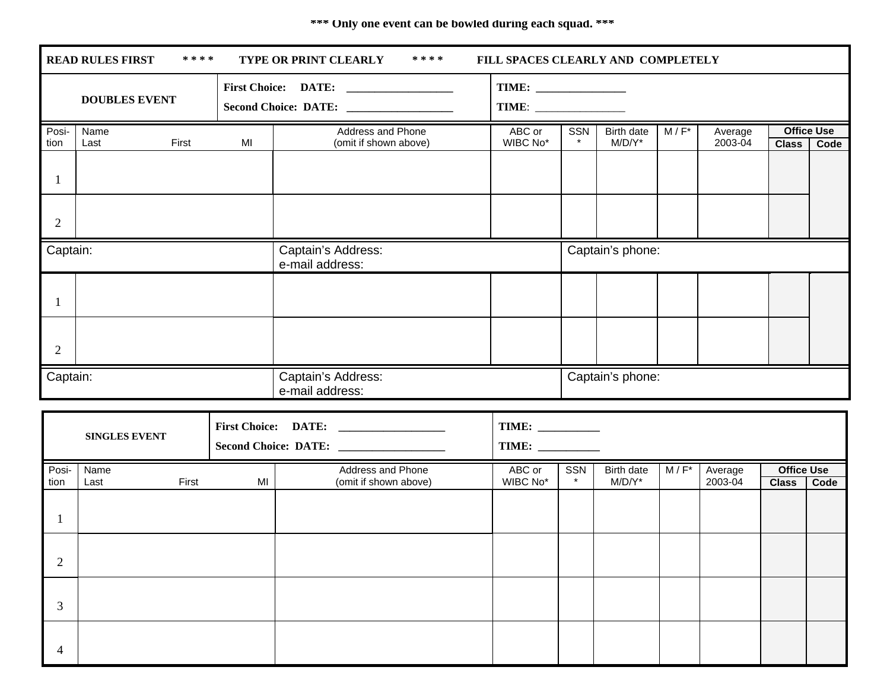**\*\*\* Only one event can be bowled during each squad. \*\*\***

**READ RULES FIRST \* \* \* \* TYPE OR PRINT CLEARLY \* \* \* \* FILL SPACES CLEARLY AND COMPLETELY**

| DOUBLES EVENT | First Choice: DATE: ___________________ | TIME: ________________ |
|---|---|---|
| | Second Choice: DATE: ___________________ | TIME: ________________ |

| Posi-tion | Name Last First MI | Address and Phone (omit if shown above) | ABC or WIBC No* | SSN * | Birth date M/D/Y* | M / F* | Average 2003-04 | Office Use Class | Office Use Code |
|---|---|---|---|---|---|---|---|---|---|
| 1 | | | | | | | | | |
| 2 | | | | | | | | | |
| Captain: | | Captain's Address: e-mail address: | | Captain's phone: | | | | | |
| 1 | | | | | | | | | |
| 2 | | | | | | | | | |
| Captain: | | Captain's Address: e-mail address: | | Captain's phone: | | | | | |

| SINGLES EVENT | First Choice: DATE: ___________________ | TIME: ___________ |
|---|---|---|
| | Second Choice: DATE: ___________________ | TIME: ___________ |

| Posi-tion | Name Last First MI | Address and Phone (omit if shown above) | ABC or WIBC No* | SSN * | Birth date M/D/Y* | M / F* | Average 2003-04 | Office Use Class | Office Use Code |
|---|---|---|---|---|---|---|---|---|---|
| 1 | | | | | | | | | |
| 2 | | | | | | | | | |
| 3 | | | | | | | | | |
| 4 | | | | | | | | | |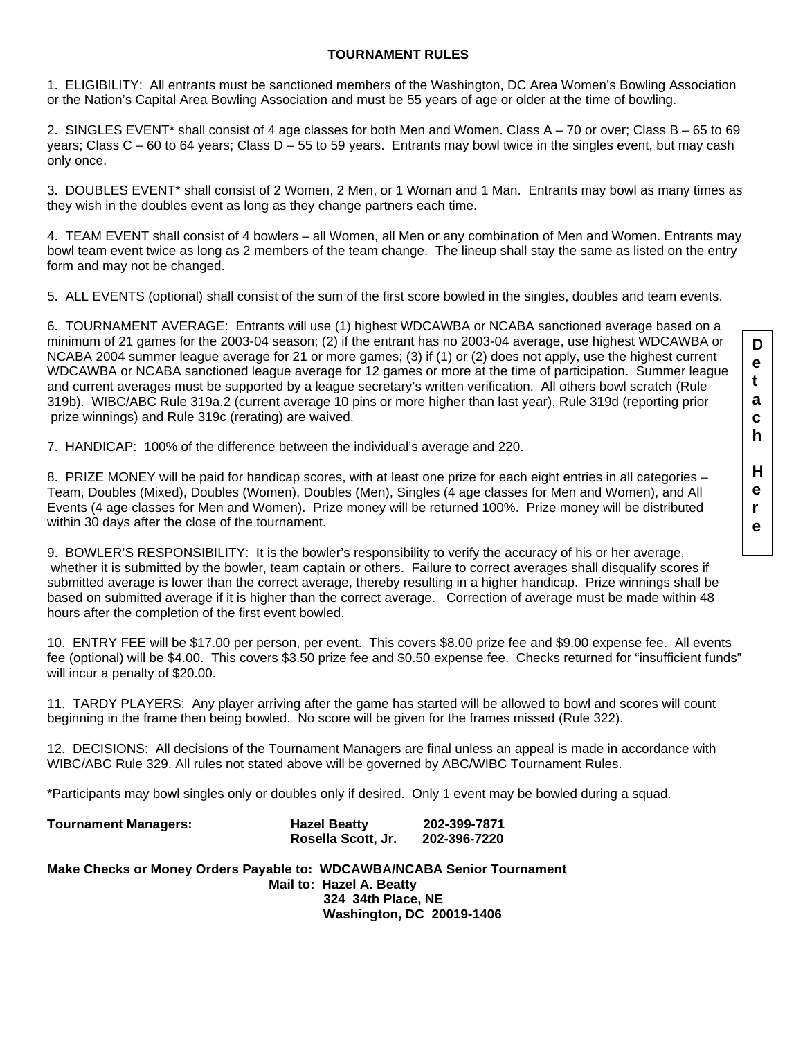## TOURNAMENT RULES

1. ELIGIBILITY: All entrants must be sanctioned members of the Washington, DC Area Women's Bowling Association or the Nation's Capital Area Bowling Association and must be 55 years of age or older at the time of bowling.

2. SINGLES EVENT* shall consist of 4 age classes for both Men and Women. Class A – 70 or over; Class B – 65 to 69 years; Class C – 60 to 64 years; Class D – 55 to 59 years. Entrants may bowl twice in the singles event, but may cash only once.

3. DOUBLES EVENT* shall consist of 2 Women, 2 Men, or 1 Woman and 1 Man. Entrants may bowl as many times as they wish in the doubles event as long as they change partners each time.

4. TEAM EVENT shall consist of 4 bowlers – all Women, all Men or any combination of Men and Women. Entrants may bowl team event twice as long as 2 members of the team change. The lineup shall stay the same as listed on the entry form and may not be changed.

5. ALL EVENTS (optional) shall consist of the sum of the first score bowled in the singles, doubles and team events.

6. TOURNAMENT AVERAGE: Entrants will use (1) highest WDCAWBA or NCABA sanctioned average based on a minimum of 21 games for the 2003-04 season; (2) if the entrant has no 2003-04 average, use highest WDCAWBA or NCABA 2004 summer league average for 21 or more games; (3) if (1) or (2) does not apply, use the highest current WDCAWBA or NCABA sanctioned league average for 12 games or more at the time of participation. Summer league and current averages must be supported by a league secretary's written verification. All others bowl scratch (Rule 319b). WIBC/ABC Rule 319a.2 (current average 10 pins or more higher than last year), Rule 319d (reporting prior prize winnings) and Rule 319c (rerating) are waived.

**Detach Here**

7. HANDICAP: 100% of the difference between the individual's average and 220.

8. PRIZE MONEY will be paid for handicap scores, with at least one prize for each eight entries in all categories – Team, Doubles (Mixed), Doubles (Women), Doubles (Men), Singles (4 age classes for Men and Women), and All Events (4 age classes for Men and Women). Prize money will be returned 100%. Prize money will be distributed within 30 days after the close of the tournament.

9. BOWLER'S RESPONSIBILITY: It is the bowler's responsibility to verify the accuracy of his or her average, whether it is submitted by the bowler, team captain or others. Failure to correct averages shall disqualify scores if submitted average is lower than the correct average, thereby resulting in a higher handicap. Prize winnings shall be based on submitted average if it is higher than the correct average. Correction of average must be made within 48 hours after the completion of the first event bowled.

10. ENTRY FEE will be $17.00 per person, per event. This covers $8.00 prize fee and $9.00 expense fee. All events fee (optional) will be $4.00. This covers $3.50 prize fee and $0.50 expense fee. Checks returned for "insufficient funds" will incur a penalty of $20.00.

11. TARDY PLAYERS: Any player arriving after the game has started will be allowed to bowl and scores will count beginning in the frame then being bowled. No score will be given for the frames missed (Rule 322).

12. DECISIONS: All decisions of the Tournament Managers are final unless an appeal is made in accordance with WIBC/ABC Rule 329. All rules not stated above will be governed by ABC/WIBC Tournament Rules.

*Participants may bowl singles only or doubles only if desired. Only 1 event may be bowled during a squad.

**Tournament Managers:** **Hazel Beatty** **202-399-7871**
**Rosella Scott, Jr.** **202-396-7220**

**Make Checks or Money Orders Payable to: WDCAWBA/NCABA Senior Tournament**
**Mail to: Hazel A. Beatty**
**324 34th Place, NE**
**Washington, DC 20019-1406**